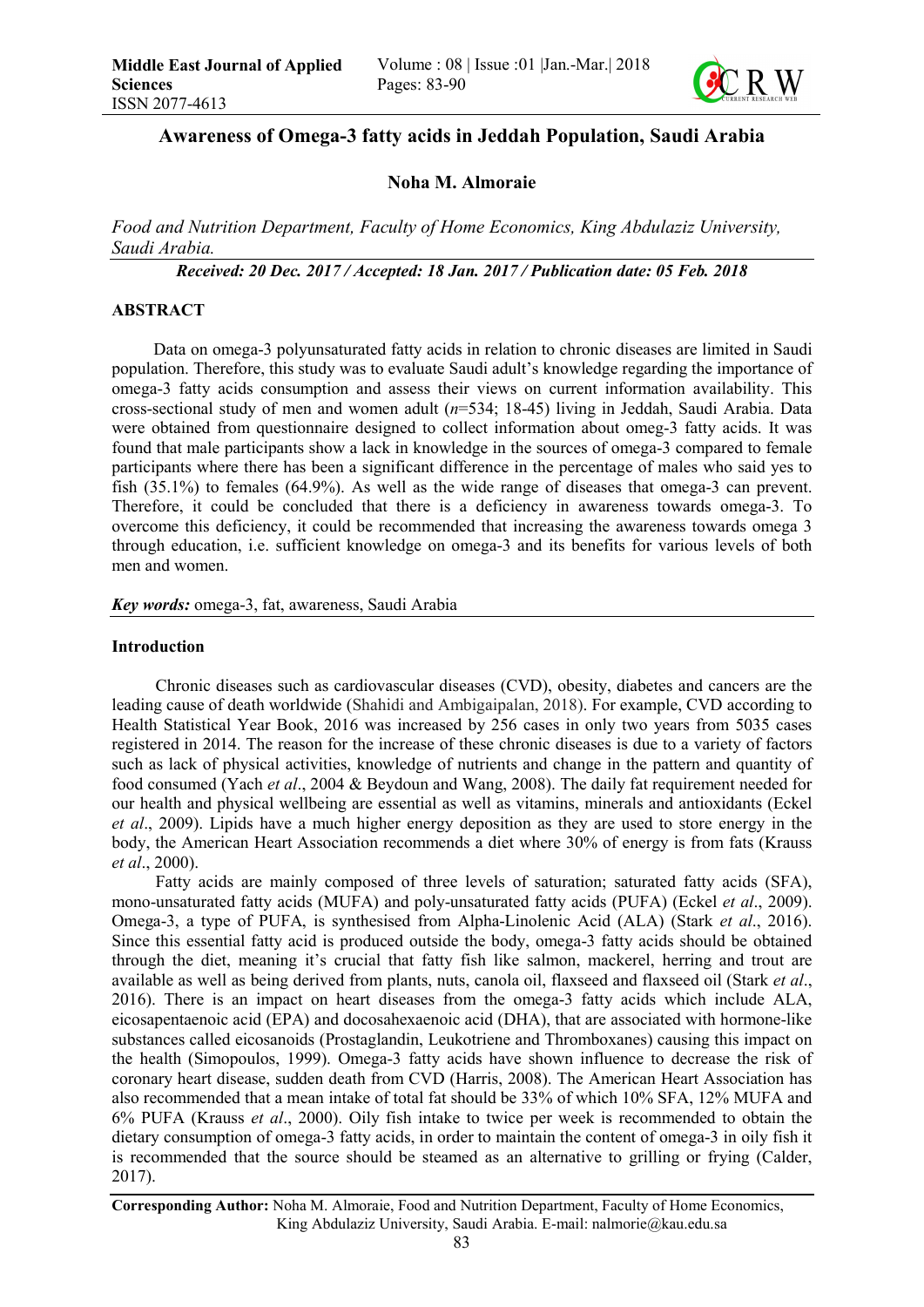# Awareness of Omega-3 fatty acids in Jeddah Population, Saudi Arabia

**Noha M. Almoraie**

*Food and Nutrition Department, Faculty of Home Economics, King Abdulaziz University, Saudi Arabia.*

***Received: 20 Dec. 2017 / Accepted: 18 Jan. 2017 / Publication date: 05 Feb. 2018***

## ABSTRACT

Data on omega-3 polyunsaturated fatty acids in relation to chronic diseases are limited in Saudi population. Therefore, this study was to evaluate Saudi adult's knowledge regarding the importance of omega-3 fatty acids consumption and assess their views on current information availability. This cross-sectional study of men and women adult (*n*=534; 18-45) living in Jeddah, Saudi Arabia. Data were obtained from questionnaire designed to collect information about omeg-3 fatty acids. It was found that male participants show a lack in knowledge in the sources of omega-3 compared to female participants where there has been a significant difference in the percentage of males who said yes to fish (35.1%) to females (64.9%). As well as the wide range of diseases that omega-3 can prevent. Therefore, it could be concluded that there is a deficiency in awareness towards omega-3. To overcome this deficiency, it could be recommended that increasing the awareness towards omega 3 through education, i.e. sufficient knowledge on omega-3 and its benefits for various levels of both men and women.

***Key words:*** omega-3, fat, awareness, Saudi Arabia

## Introduction

Chronic diseases such as cardiovascular diseases (CVD), obesity, diabetes and cancers are the leading cause of death worldwide (Shahidi and Ambigaipalan, 2018). For example, CVD according to Health Statistical Year Book, 2016 was increased by 256 cases in only two years from 5035 cases registered in 2014. The reason for the increase of these chronic diseases is due to a variety of factors such as lack of physical activities, knowledge of nutrients and change in the pattern and quantity of food consumed (Yach *et al*., 2004 & Beydoun and Wang, 2008). The daily fat requirement needed for our health and physical wellbeing are essential as well as vitamins, minerals and antioxidants (Eckel *et al*., 2009). Lipids have a much higher energy deposition as they are used to store energy in the body, the American Heart Association recommends a diet where 30% of energy is from fats (Krauss *et al*., 2000).

Fatty acids are mainly composed of three levels of saturation; saturated fatty acids (SFA), mono-unsaturated fatty acids (MUFA) and poly-unsaturated fatty acids (PUFA) (Eckel *et al*., 2009). Omega-3, a type of PUFA, is synthesised from Alpha-Linolenic Acid (ALA) (Stark *et al*., 2016). Since this essential fatty acid is produced outside the body, omega-3 fatty acids should be obtained through the diet, meaning it's crucial that fatty fish like salmon, mackerel, herring and trout are available as well as being derived from plants, nuts, canola oil, flaxseed and flaxseed oil (Stark *et al*., 2016). There is an impact on heart diseases from the omega-3 fatty acids which include ALA, eicosapentaenoic acid (EPA) and docosahexaenoic acid (DHA), that are associated with hormone-like substances called eicosanoids (Prostaglandin, Leukotriene and Thromboxanes) causing this impact on the health (Simopoulos, 1999). Omega-3 fatty acids have shown influence to decrease the risk of coronary heart disease, sudden death from CVD (Harris, 2008). The American Heart Association has also recommended that a mean intake of total fat should be 33% of which 10% SFA, 12% MUFA and 6% PUFA (Krauss *et al*., 2000). Oily fish intake to twice per week is recommended to obtain the dietary consumption of omega-3 fatty acids, in order to maintain the content of omega-3 in oily fish it is recommended that the source should be steamed as an alternative to grilling or frying (Calder, 2017).

**Corresponding Author:** Noha M. Almoraie, Food and Nutrition Department, Faculty of Home Economics, King Abdulaziz University, Saudi Arabia. E-mail: nalmorie@kau.edu.sa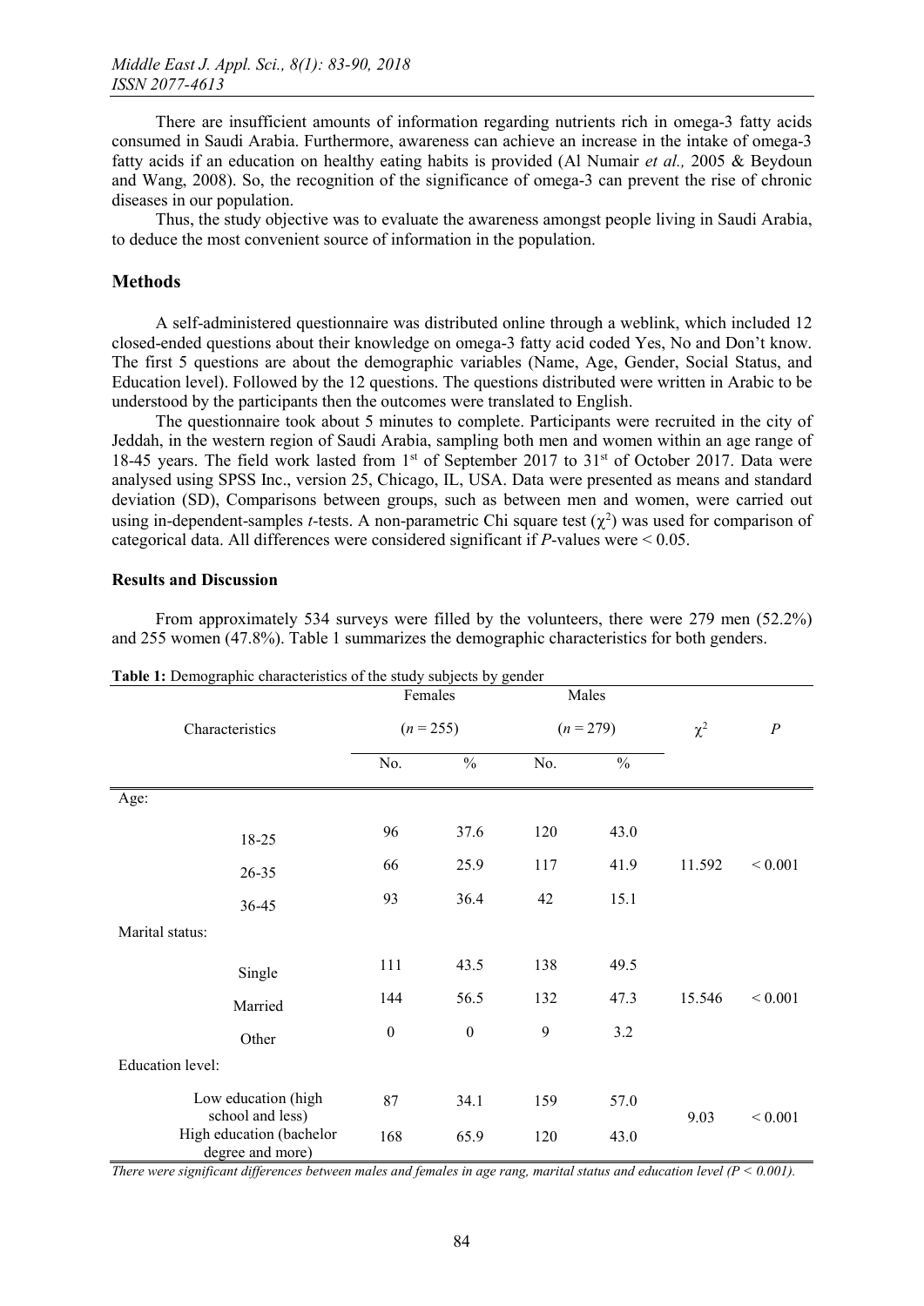There are insufficient amounts of information regarding nutrients rich in omega-3 fatty acids consumed in Saudi Arabia. Furthermore, awareness can achieve an increase in the intake of omega-3 fatty acids if an education on healthy eating habits is provided (Al Numair *et al.,* 2005 & Beydoun and Wang, 2008). So, the recognition of the significance of omega-3 can prevent the rise of chronic diseases in our population.

Thus, the study objective was to evaluate the awareness amongst people living in Saudi Arabia, to deduce the most convenient source of information in the population.

## Methods

A self-administered questionnaire was distributed online through a weblink, which included 12 closed-ended questions about their knowledge on omega-3 fatty acid coded Yes, No and Don't know. The first 5 questions are about the demographic variables (Name, Age, Gender, Social Status, and Education level). Followed by the 12 questions. The questions distributed were written in Arabic to be understood by the participants then the outcomes were translated to English.

The questionnaire took about 5 minutes to complete. Participants were recruited in the city of Jeddah, in the western region of Saudi Arabia, sampling both men and women within an age range of 18-45 years. The field work lasted from 1st of September 2017 to 31st of October 2017. Data were analysed using SPSS Inc., version 25, Chicago, IL, USA. Data were presented as means and standard deviation (SD), Comparisons between groups, such as between men and women, were carried out using in-dependent-samples *t*-tests. A non-parametric Chi square test ($\chi^2$) was used for comparison of categorical data. All differences were considered significant if *P*-values were < 0.05.

### Results and Discussion

From approximately 534 surveys were filled by the volunteers, there were 279 men (52.2%) and 255 women (47.8%). Table 1 summarizes the demographic characteristics for both genders.

**Table 1:** Demographic characteristics of the study subjects by gender

| Characteristics | Females ($n$ = 255) | | Males ($n$ = 279) | | $\chi^2$ | $P$ |
|---|---|---|---|---|---|---|
| | No. | % | No. | % | | |
| Age: | | | | | | |
| 18-25 | 96 | 37.6 | 120 | 43.0 | | |
| 26-35 | 66 | 25.9 | 117 | 41.9 | 11.592 | < 0.001 |
| 36-45 | 93 | 36.4 | 42 | 15.1 | | |
| Marital status: | | | | | | |
| Single | 111 | 43.5 | 138 | 49.5 | | |
| Married | 144 | 56.5 | 132 | 47.3 | 15.546 | < 0.001 |
| Other | 0 | 0 | 9 | 3.2 | | |
| Education level: | | | | | | |
| Low education (high school and less) | 87 | 34.1 | 159 | 57.0 | 9.03 | < 0.001 |
| High education (bachelor degree and more) | 168 | 65.9 | 120 | 43.0 | | |

*There were significant differences between males and females in age rang, marital status and education level (P < 0.001).*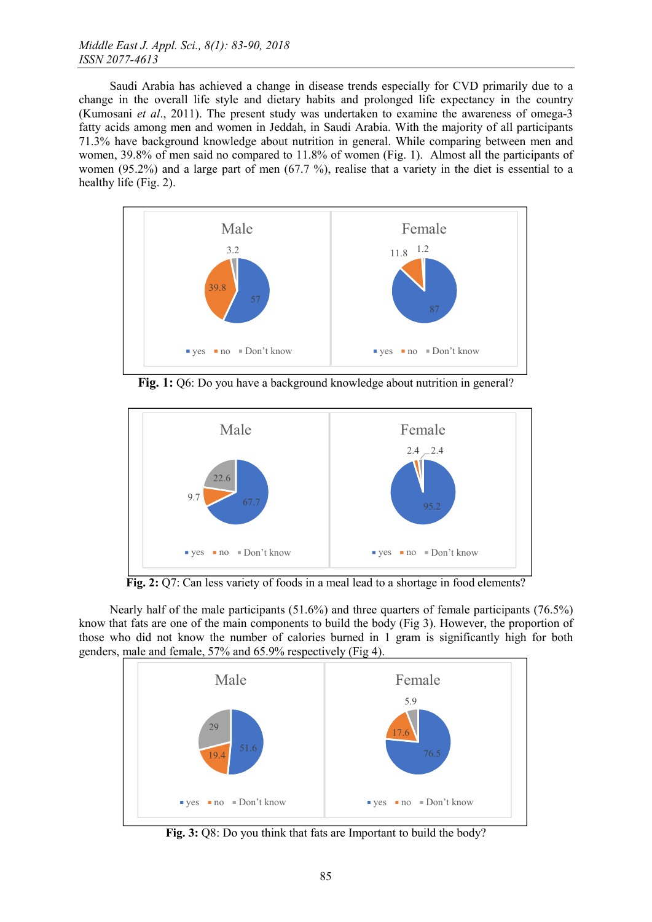Saudi Arabia has achieved a change in disease trends especially for CVD primarily due to a change in the overall life style and dietary habits and prolonged life expectancy in the country (Kumosani *et al*., 2011). The present study was undertaken to examine the awareness of omega-3 fatty acids among men and women in Jeddah, in Saudi Arabia. With the majority of all participants 71.3% have background knowledge about nutrition in general. While comparing between men and women, 39.8% of men said no compared to 11.8% of women (Fig. 1). Almost all the participants of women (95.2%) and a large part of men (67.7 %), realise that a variety in the diet is essential to a healthy life (Fig. 2).

**Fig. 1:** Q6: Do you have a background knowledge about nutrition in general?

**Fig. 2:** Q7: Can less variety of foods in a meal lead to a shortage in food elements?

Nearly half of the male participants (51.6%) and three quarters of female participants (76.5%) know that fats are one of the main components to build the body (Fig 3). However, the proportion of those who did not know the number of calories burned in 1 gram is significantly high for both genders, male and female, 57% and 65.9% respectively (Fig 4).

**Fig. 3:** Q8: Do you think that fats are Important to build the body?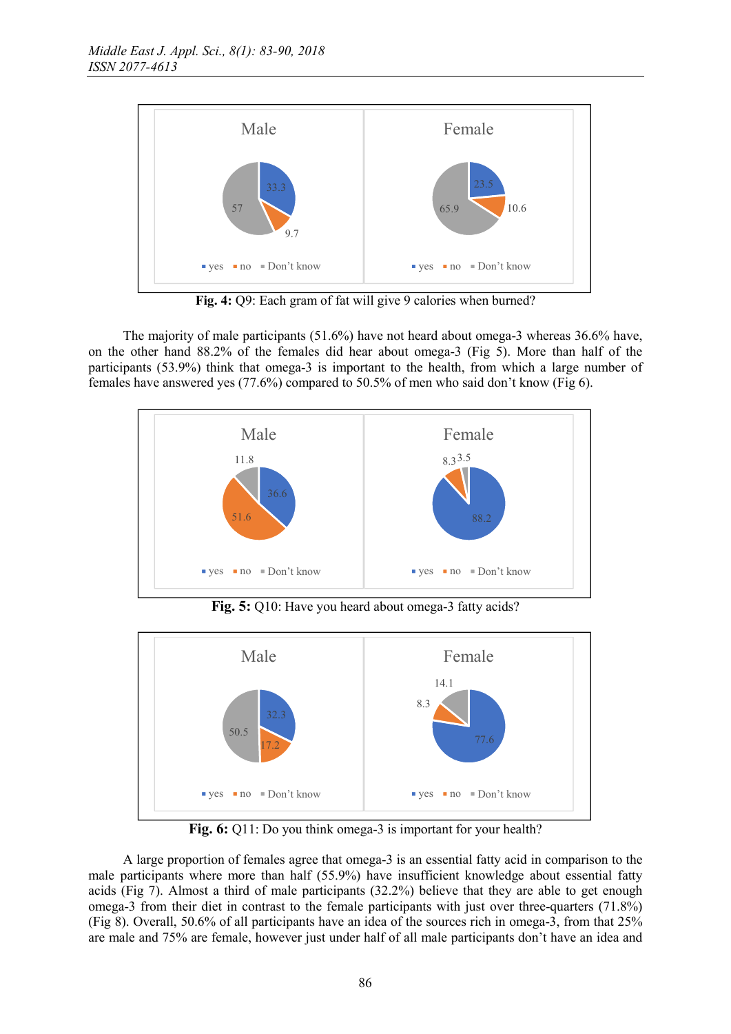**Fig. 4:** Q9: Each gram of fat will give 9 calories when burned?

The majority of male participants (51.6%) have not heard about omega-3 whereas 36.6% have, on the other hand 88.2% of the females did hear about omega-3 (Fig 5). More than half of the participants (53.9%) think that omega-3 is important to the health, from which a large number of females have answered yes (77.6%) compared to 50.5% of men who said don't know (Fig 6).

**Fig. 5:** Q10: Have you heard about omega-3 fatty acids?

**Fig. 6:** Q11: Do you think omega-3 is important for your health?

A large proportion of females agree that omega-3 is an essential fatty acid in comparison to the male participants where more than half (55.9%) have insufficient knowledge about essential fatty acids (Fig 7). Almost a third of male participants (32.2%) believe that they are able to get enough omega-3 from their diet in contrast to the female participants with just over three-quarters (71.8%) (Fig 8). Overall, 50.6% of all participants have an idea of the sources rich in omega-3, from that 25% are male and 75% are female, however just under half of all male participants don't have an idea and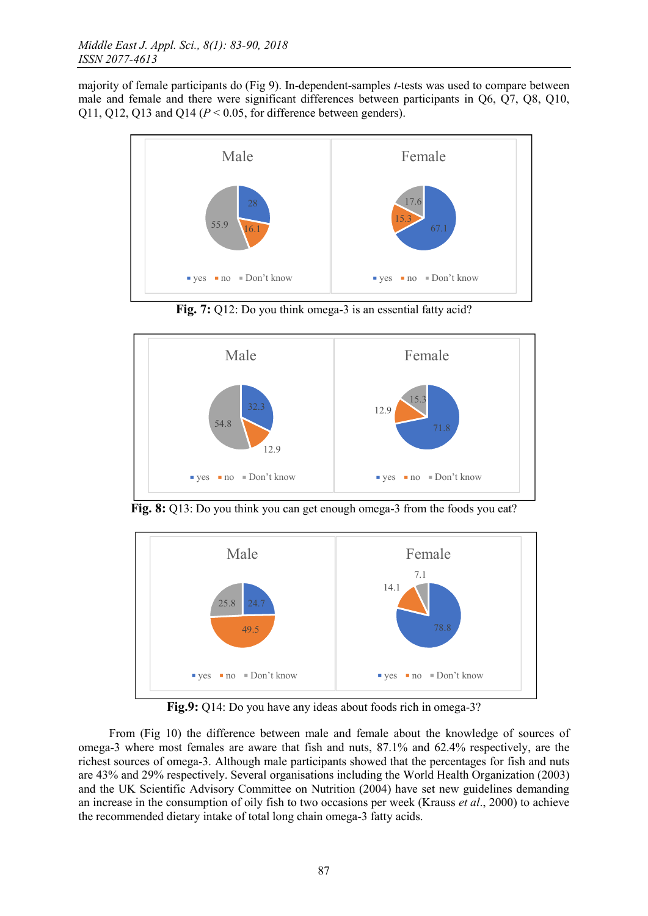majority of female participants do (Fig 9). In-dependent-samples *t*-tests was used to compare between male and female and there were significant differences between participants in Q6, Q7, Q8, Q10, Q11, Q12, Q13 and Q14 ($P < 0.05$, for difference between genders).

**Fig. 7:** Q12: Do you think omega-3 is an essential fatty acid?

**Fig. 8:** Q13: Do you think you can get enough omega-3 from the foods you eat?

**Fig.9:** Q14: Do you have any ideas about foods rich in omega-3?

From (Fig 10) the difference between male and female about the knowledge of sources of omega-3 where most females are aware that fish and nuts, 87.1% and 62.4% respectively, are the richest sources of omega-3. Although male participants showed that the percentages for fish and nuts are 43% and 29% respectively. Several organisations including the World Health Organization (2003) and the UK Scientific Advisory Committee on Nutrition (2004) have set new guidelines demanding an increase in the consumption of oily fish to two occasions per week (Krauss *et al*., 2000) to achieve the recommended dietary intake of total long chain omega-3 fatty acids.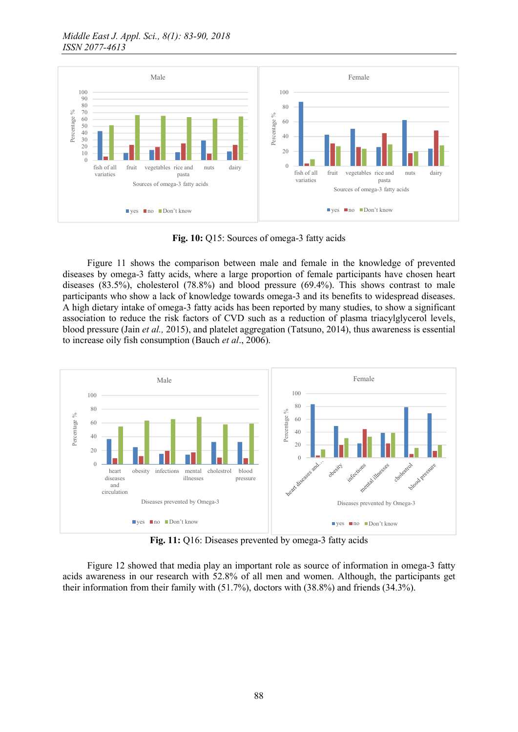**Fig. 10:** Q15: Sources of omega-3 fatty acids

Figure 11 shows the comparison between male and female in the knowledge of prevented diseases by omega-3 fatty acids, where a large proportion of female participants have chosen heart diseases (83.5%), cholesterol (78.8%) and blood pressure (69.4%). This shows contrast to male participants who show a lack of knowledge towards omega-3 and its benefits to widespread diseases. A high dietary intake of omega-3 fatty acids has been reported by many studies, to show a significant association to reduce the risk factors of CVD such as a reduction of plasma triacylglycerol levels, blood pressure (Jain *et al.,* 2015), and platelet aggregation (Tatsuno, 2014), thus awareness is essential to increase oily fish consumption (Bauch *et al*., 2006).

**Fig. 11:** Q16: Diseases prevented by omega-3 fatty acids

Figure 12 showed that media play an important role as source of information in omega-3 fatty acids awareness in our research with 52.8% of all men and women. Although, the participants get their information from their family with (51.7%), doctors with (38.8%) and friends (34.3%).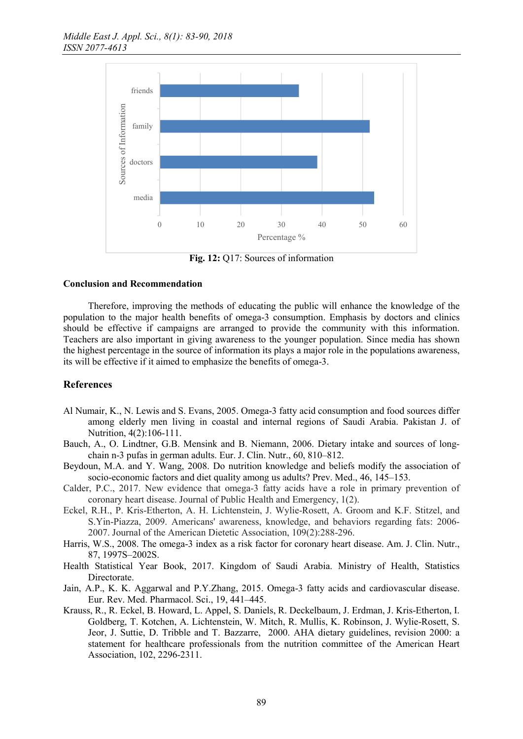Fig. 12: Q17: Sources of information

## Conclusion and Recommendation

Therefore, improving the methods of educating the public will enhance the knowledge of the population to the major health benefits of omega-3 consumption. Emphasis by doctors and clinics should be effective if campaigns are arranged to provide the community with this information. Teachers are also important in giving awareness to the younger population. Since media has shown the highest percentage in the source of information its plays a major role in the populations awareness, its will be effective if it aimed to emphasize the benefits of omega-3.

## References

Al Numair, K., N. Lewis and S. Evans, 2005. Omega-3 fatty acid consumption and food sources differ among elderly men living in coastal and internal regions of Saudi Arabia. Pakistan J. of Nutrition, 4(2):106-111.

Bauch, A., O. Lindtner, G.B. Mensink and B. Niemann, 2006. Dietary intake and sources of long-chain n-3 pufas in german adults. Eur. J. Clin. Nutr., 60, 810–812.

Beydoun, M.A. and Y. Wang, 2008. Do nutrition knowledge and beliefs modify the association of socio-economic factors and diet quality among us adults? Prev. Med., 46, 145–153.

Calder, P.C., 2017. New evidence that omega-3 fatty acids have a role in primary prevention of coronary heart disease. Journal of Public Health and Emergency, 1(2).

Eckel, R.H., P. Kris-Etherton, A. H. Lichtenstein, J. Wylie-Rosett, A. Groom and K.F. Stitzel, and S.Yin-Piazza, 2009. Americans' awareness, knowledge, and behaviors regarding fats: 2006-2007. Journal of the American Dietetic Association, 109(2):288-296.

Harris, W.S., 2008. The omega-3 index as a risk factor for coronary heart disease. Am. J. Clin. Nutr., 87, 1997S–2002S.

Health Statistical Year Book, 2017. Kingdom of Saudi Arabia. Ministry of Health, Statistics Directorate.

Jain, A.P., K. K. Aggarwal and P.Y.Zhang, 2015. Omega-3 fatty acids and cardiovascular disease. Eur. Rev. Med. Pharmacol. Sci., 19, 441–445.

Krauss, R., R. Eckel, B. Howard, L. Appel, S. Daniels, R. Deckelbaum, J. Erdman, J. Kris-Etherton, I. Goldberg, T. Kotchen, A. Lichtenstein, W. Mitch, R. Mullis, K. Robinson, J. Wylie-Rosett, S. Jeor, J. Suttie, D. Tribble and T. Bazzarre, 2000. AHA dietary guidelines, revision 2000: a statement for healthcare professionals from the nutrition committee of the American Heart Association, 102, 2296-2311.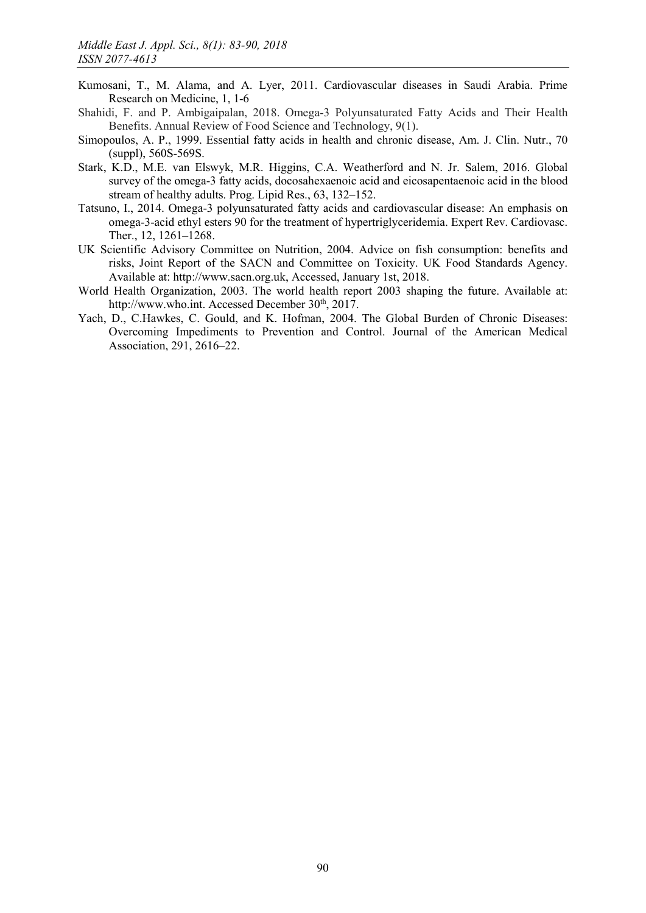Kumosani, T., M. Alama, and A. Lyer, 2011. Cardiovascular diseases in Saudi Arabia. Prime Research on Medicine, 1, 1-6

Shahidi, F. and P. Ambigaipalan, 2018. Omega-3 Polyunsaturated Fatty Acids and Their Health Benefits. Annual Review of Food Science and Technology, 9(1).

Simopoulos, A. P., 1999. Essential fatty acids in health and chronic disease, Am. J. Clin. Nutr., 70 (suppl), 560S-569S.

Stark, K.D., M.E. van Elswyk, M.R. Higgins, C.A. Weatherford and N. Jr. Salem, 2016. Global survey of the omega-3 fatty acids, docosahexaenoic acid and eicosapentaenoic acid in the blood stream of healthy adults. Prog. Lipid Res., 63, 132–152.

Tatsuno, I., 2014. Omega-3 polyunsaturated fatty acids and cardiovascular disease: An emphasis on omega-3-acid ethyl esters 90 for the treatment of hypertriglyceridemia. Expert Rev. Cardiovasc. Ther., 12, 1261–1268.

UK Scientific Advisory Committee on Nutrition, 2004. Advice on fish consumption: benefits and risks, Joint Report of the SACN and Committee on Toxicity. UK Food Standards Agency. Available at: http://www.sacn.org.uk, Accessed, January 1st, 2018.

World Health Organization, 2003. The world health report 2003 shaping the future. Available at: http://www.who.int. Accessed December 30th, 2017.

Yach, D., C.Hawkes, C. Gould, and K. Hofman, 2004. The Global Burden of Chronic Diseases: Overcoming Impediments to Prevention and Control. Journal of the American Medical Association, 291, 2616–22.